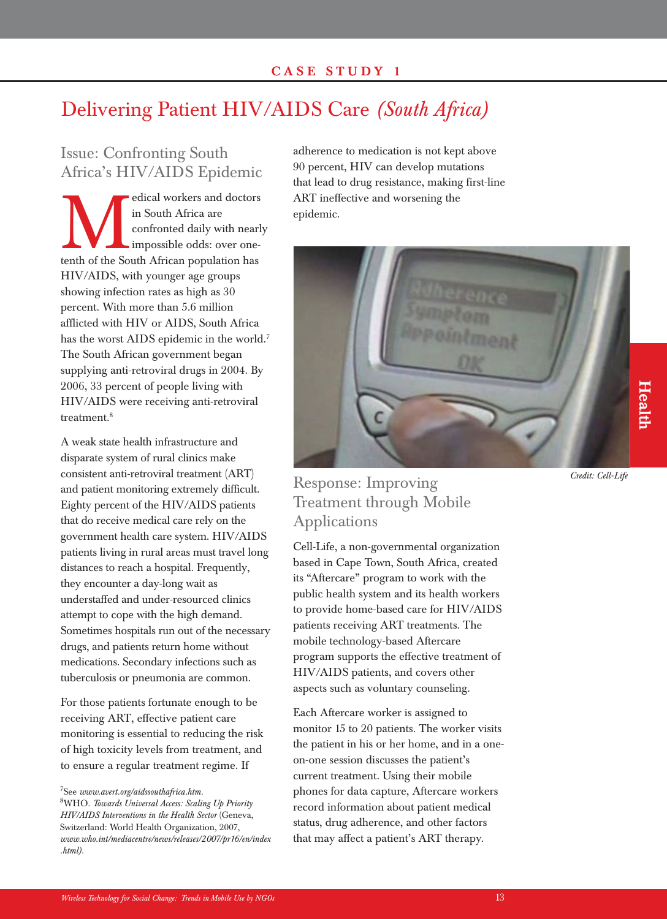CASE STUDY 1

# Delivering Patient HIV/AIDS Care *(South Africa)*

## Issue: Confronting South Africa's HIV/AIDS Epidemic

Medical workers and doctors in South Africa are confronted daily with nearly impossible odds: over one-tenth of the South African population has HIV/AIDS, with younger age groups showing infection rates as high as 30 percent. With more than 5.6 million afflicted with HIV or AIDS, South Africa has the worst AIDS epidemic in the world.[7] The South African government began supplying anti-retroviral drugs in 2004. By 2006, 33 percent of people living with HIV/AIDS were receiving anti-retroviral treatment.[8]

A weak state health infrastructure and disparate system of rural clinics make consistent anti-retroviral treatment (ART) and patient monitoring extremely difficult. Eighty percent of the HIV/AIDS patients that do receive medical care rely on the government health care system. HIV/AIDS patients living in rural areas must travel long distances to reach a hospital. Frequently, they encounter a day-long wait as understaffed and under-resourced clinics attempt to cope with the high demand. Sometimes hospitals run out of the necessary drugs, and patients return home without medications. Secondary infections such as tuberculosis or pneumonia are common.

For those patients fortunate enough to be receiving ART, effective patient care monitoring is essential to reducing the risk of high toxicity levels from treatment, and to ensure a regular treatment regime. If adherence to medication is not kept above 90 percent, HIV can develop mutations that lead to drug resistance, making first-line ART ineffective and worsening the epidemic.

*Credit: Cell-Life*

## Response: Improving Treatment through Mobile Applications

Cell-Life, a non-governmental organization based in Cape Town, South Africa, created its "Aftercare" program to work with the public health system and its health workers to provide home-based care for HIV/AIDS patients receiving ART treatments. The mobile technology-based Aftercare program supports the effective treatment of HIV/AIDS patients, and covers other aspects such as voluntary counseling.

Each Aftercare worker is assigned to monitor 15 to 20 patients. The worker visits the patient in his or her home, and in a one-on-one session discusses the patient's current treatment. Using their mobile phones for data capture, Aftercare workers record information about patient medical status, drug adherence, and other factors that may affect a patient's ART therapy.

---

[7] See *www.avert.org/aidssouthafrica.htm.*

[8] WHO. *Towards Universal Access: Scaling Up Priority HIV/AIDS Interventions in the Health Sector* (Geneva, Switzerland: World Health Organization, 2007, *www.who.int/mediacentre/news/releases/2007/pr16/en/index.html).*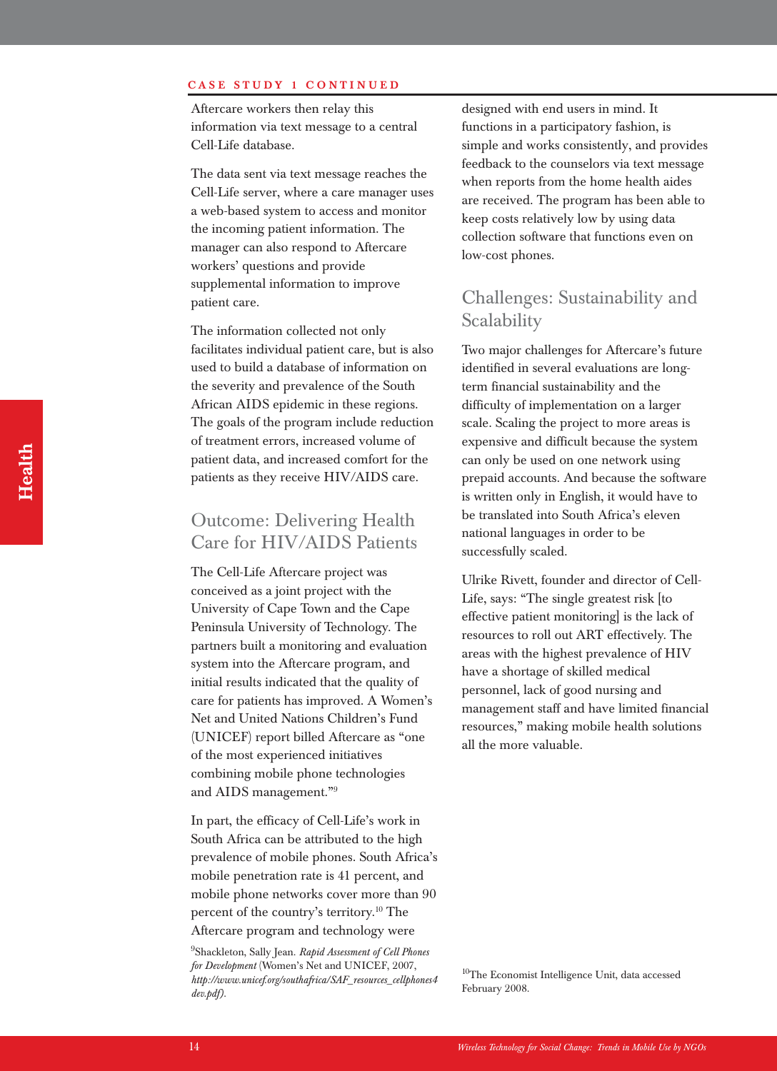CASE STUDY 1 CONTINUED

Aftercare workers then relay this information via text message to a central Cell-Life database.

The data sent via text message reaches the Cell-Life server, where a care manager uses a web-based system to access and monitor the incoming patient information. The manager can also respond to Aftercare workers' questions and provide supplemental information to improve patient care.

The information collected not only facilitates individual patient care, but is also used to build a database of information on the severity and prevalence of the South African AIDS epidemic in these regions. The goals of the program include reduction of treatment errors, increased volume of patient data, and increased comfort for the patients as they receive HIV/AIDS care.

## Outcome: Delivering Health Care for HIV/AIDS Patients

The Cell-Life Aftercare project was conceived as a joint project with the University of Cape Town and the Cape Peninsula University of Technology. The partners built a monitoring and evaluation system into the Aftercare program, and initial results indicated that the quality of care for patients has improved. A Women's Net and United Nations Children's Fund (UNICEF) report billed Aftercare as "one of the most experienced initiatives combining mobile phone technologies and AIDS management."[9]

In part, the efficacy of Cell-Life's work in South Africa can be attributed to the high prevalence of mobile phones. South Africa's mobile penetration rate is 41 percent, and mobile phone networks cover more than 90 percent of the country's territory.[10] The Aftercare program and technology were designed with end users in mind. It functions in a participatory fashion, is simple and works consistently, and provides feedback to the counselors via text message when reports from the home health aides are received. The program has been able to keep costs relatively low by using data collection software that functions even on low-cost phones.

## Challenges: Sustainability and Scalability

Two major challenges for Aftercare's future identified in several evaluations are long-term financial sustainability and the difficulty of implementation on a larger scale. Scaling the project to more areas is expensive and difficult because the system can only be used on one network using prepaid accounts. And because the software is written only in English, it would have to be translated into South Africa's eleven national languages in order to be successfully scaled.

Ulrike Rivett, founder and director of Cell-Life, says: "The single greatest risk [to effective patient monitoring] is the lack of resources to roll out ART effectively. The areas with the highest prevalence of HIV have a shortage of skilled medical personnel, lack of good nursing and management staff and have limited financial resources," making mobile health solutions all the more valuable.

[9] Shackleton, Sally Jean. *Rapid Assessment of Cell Phones for Development* (Women's Net and UNICEF, 2007, *http://www.unicef.org/southafrica/SAF_resources_cellphones4dev.pdf).*

[10] The Economist Intelligence Unit, data accessed February 2008.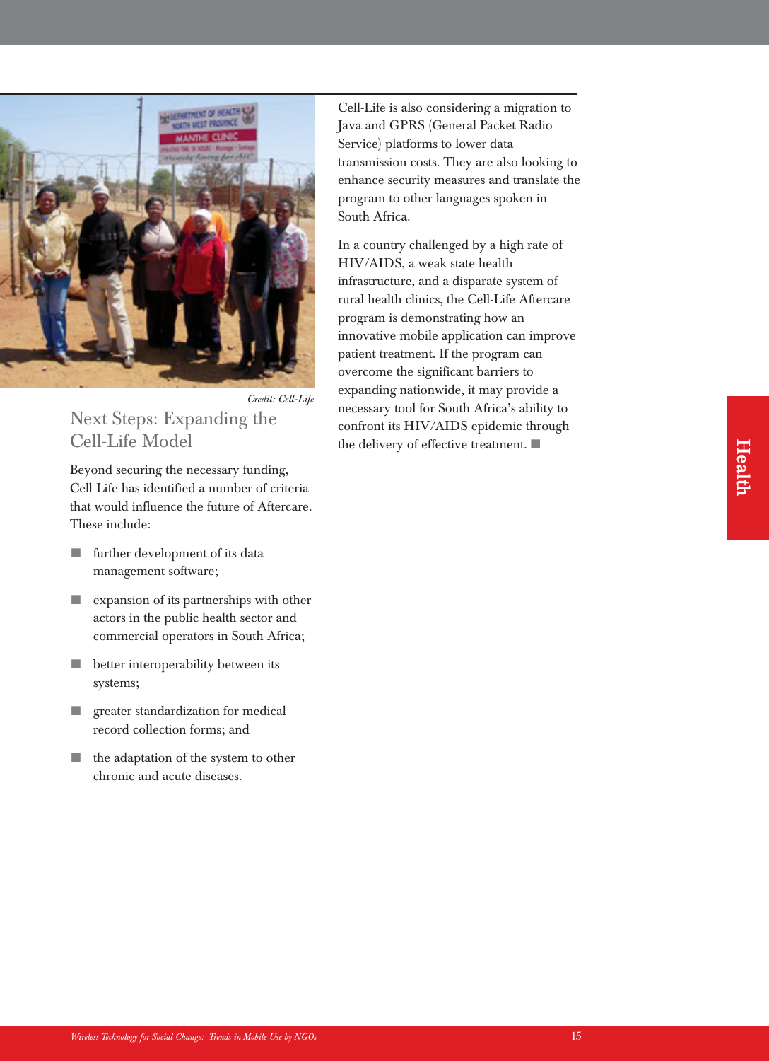Credit: Cell-Life

## Next Steps: Expanding the Cell-Life Model

Beyond securing the necessary funding, Cell-Life has identified a number of criteria that would influence the future of Aftercare. These include:

- further development of its data management software;
- expansion of its partnerships with other actors in the public health sector and commercial operators in South Africa;
- better interoperability between its systems;
- greater standardization for medical record collection forms; and
- the adaptation of the system to other chronic and acute diseases.

Cell-Life is also considering a migration to Java and GPRS (General Packet Radio Service) platforms to lower data transmission costs. They are also looking to enhance security measures and translate the program to other languages spoken in South Africa.

In a country challenged by a high rate of HIV/AIDS, a weak state health infrastructure, and a disparate system of rural health clinics, the Cell-Life Aftercare program is demonstrating how an innovative mobile application can improve patient treatment. If the program can overcome the significant barriers to expanding nationwide, it may provide a necessary tool for South Africa's ability to confront its HIV/AIDS epidemic through the delivery of effective treatment. ■